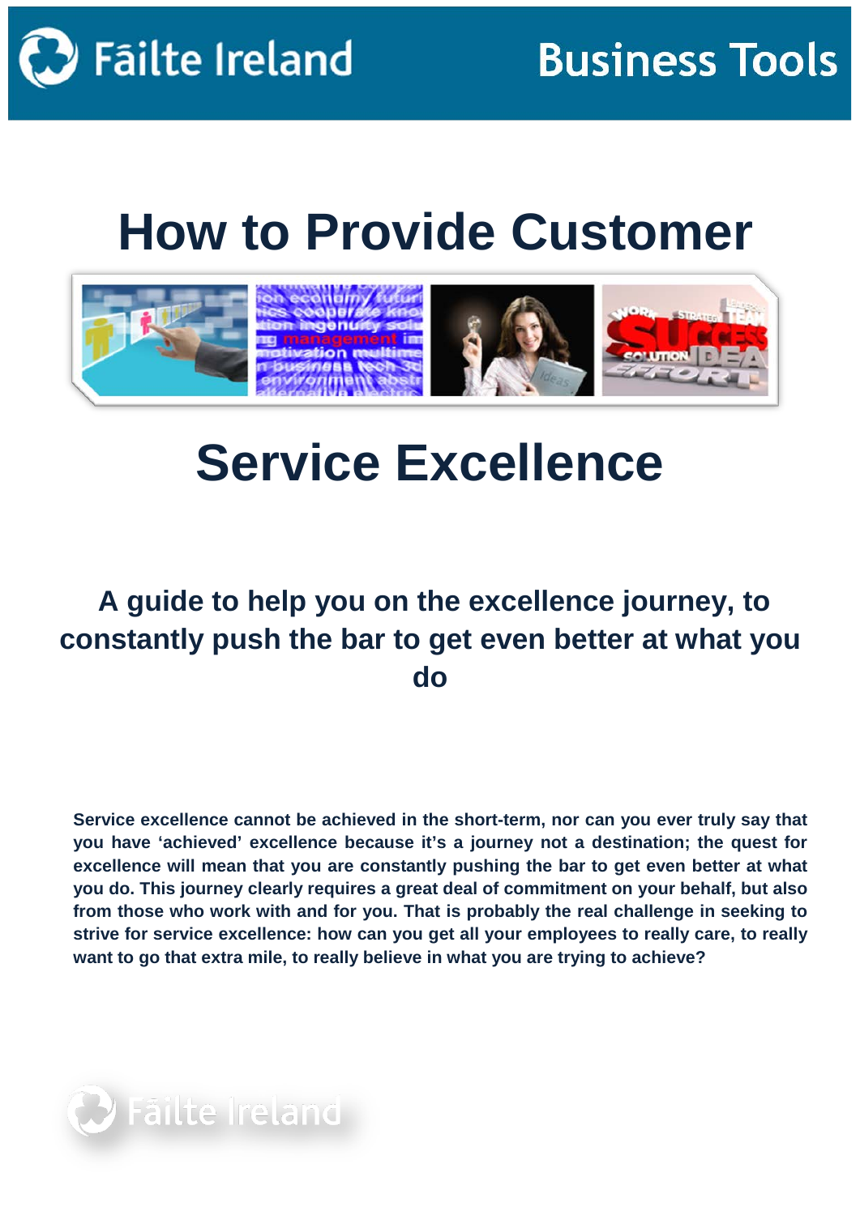Fāilte Ireland

Business Tools

# How to Provide Customer Service Excellence

### A guide to help you on the excellence journey, to constantly push the bar to get even better at what you do

**Service excellence cannot be achieved in the short-term, nor can you ever truly say that you have 'achieved' excellence because it's a journey not a destination; the quest for excellence will mean that you are constantly pushing the bar to get even better at what you do. This journey clearly requires a great deal of commitment on your behalf, but also from those who work with and for you. That is probably the real challenge in seeking to strive for service excellence: how can you get all your employees to really care, to really want to go that extra mile, to really believe in what you are trying to achieve?**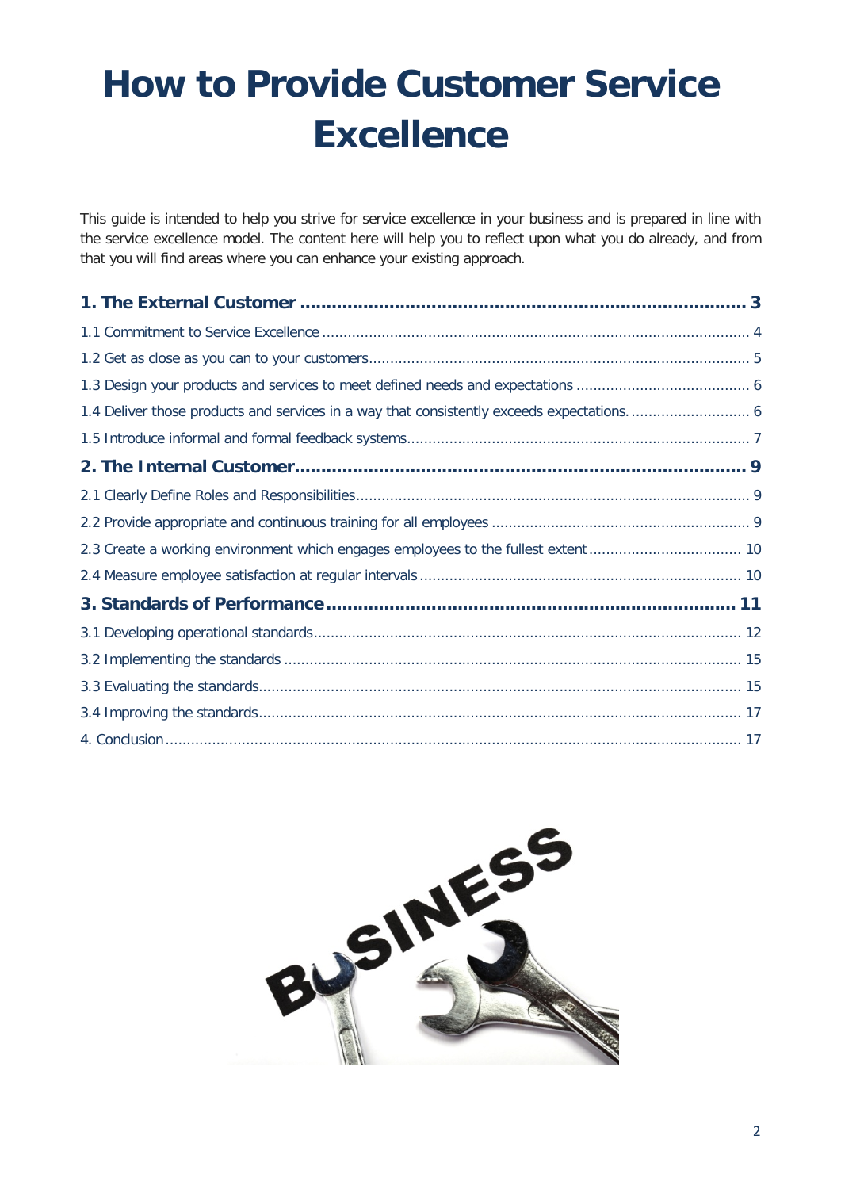# How to Provide Customer Service Excellence

This guide is intended to help you strive for service excellence in your business and is prepared in line with the service excellence model. The content here will help you to reflect upon what you do already, and from that you will find areas where you can enhance your existing approach.

**1. The External Customer ........................................................................ 3**

1.1 Commitment to Service Excellence ........................................................................ 4

1.2 Get as close as you can to your customers ........................................................................ 5

1.3 Design your products and services to meet defined needs and expectations ........................................ 6

1.4 Deliver those products and services in a way that consistently exceeds expectations. ........................... 6

1.5 Introduce informal and formal feedback systems ........................................................................ 7

**2. The Internal Customer ........................................................................ 9**

2.1 Clearly Define Roles and Responsibilities ........................................................................ 9

2.2 Provide appropriate and continuous training for all employees ............................................................ 9

2.3 Create a working environment which engages employees to the fullest extent .................................. 10

2.4 Measure employee satisfaction at regular intervals ........................................................................ 10

**3. Standards of Performance ........................................................................ 11**

3.1 Developing operational standards ........................................................................ 12

3.2 Implementing the standards ........................................................................ 15

3.3 Evaluating the standards ........................................................................ 15

3.4 Improving the standards ........................................................................ 17

4. Conclusion ........................................................................ 17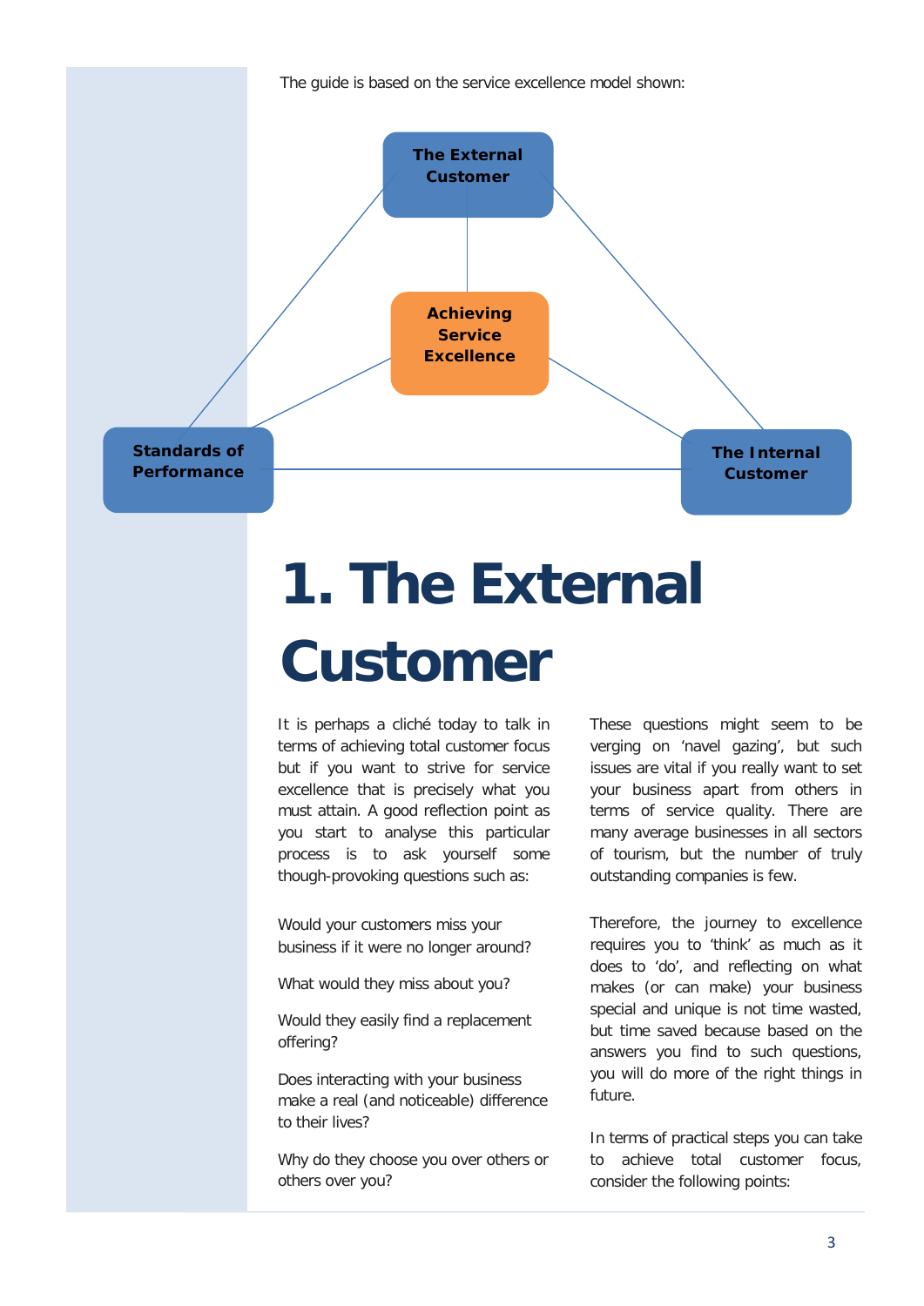The guide is based on the service excellence model shown:

The External Customer

Achieving Service Excellence

Standards of Performance

The Internal Customer

# 1. The External Customer

It is perhaps a cliché today to talk in terms of achieving total customer focus but if you want to strive for service excellence that is precisely what you must attain. A good reflection point as you start to analyse this particular process is to ask yourself some though-provoking questions such as:

Would your customers miss your business if it were no longer around?

What would they miss about you?

Would they easily find a replacement offering?

Does interacting with your business make a real (and noticeable) difference to their lives?

Why do they choose you over others or others over you?

These questions might seem to be verging on 'navel gazing', but such issues are vital if you really want to set your business apart from others in terms of service quality. There are many average businesses in all sectors of tourism, but the number of truly outstanding companies is few.

Therefore, the journey to excellence requires you to 'think' as much as it does to 'do', and reflecting on what makes (or can make) your business special and unique is not time wasted, but time saved because based on the answers you find to such questions, you will do more of the right things in future.

In terms of practical steps you can take to achieve total customer focus, consider the following points: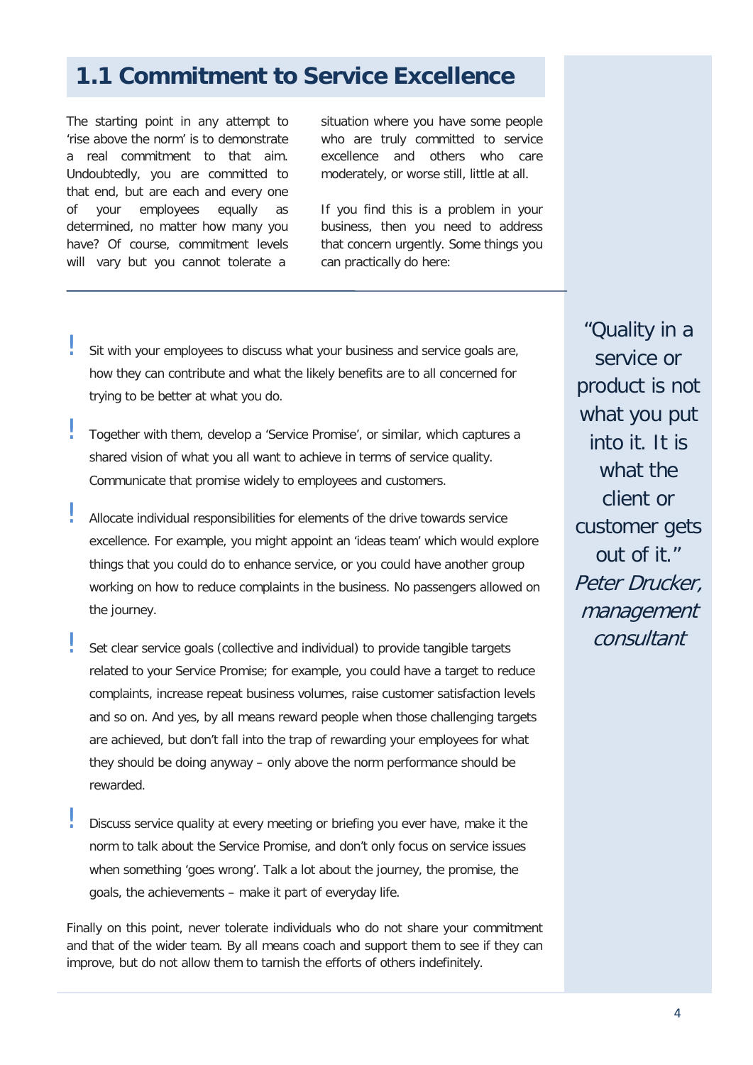## 1.1 Commitment to Service Excellence

The starting point in any attempt to 'rise above the norm' is to demonstrate a real commitment to that aim. Undoubtedly, you are committed to that end, but are each and every one of your employees equally as determined, no matter how many you have? Of course, commitment levels will vary but you cannot tolerate a situation where you have some people who are truly committed to service excellence and others who care moderately, or worse still, little at all.

If you find this is a problem in your business, then you need to address that concern urgently. Some things you can practically do here:

- Sit with your employees to discuss what your business and service goals are, how they can contribute and what the likely benefits are to all concerned for trying to be better at what you do.
- Together with them, develop a 'Service Promise', or similar, which captures a shared vision of what you all want to achieve in terms of service quality. Communicate that promise widely to employees and customers.
- Allocate individual responsibilities for elements of the drive towards service excellence. For example, you might appoint an 'ideas team' which would explore things that you could do to enhance service, or you could have another group working on how to reduce complaints in the business. No passengers allowed on the journey.
- Set clear service goals (collective and individual) to provide tangible targets related to your Service Promise; for example, you could have a target to reduce complaints, increase repeat business volumes, raise customer satisfaction levels and so on. And yes, by all means reward people when those challenging targets are achieved, but don't fall into the trap of rewarding your employees for what they should be doing anyway – only above the norm performance should be rewarded.
- Discuss service quality at every meeting or briefing you ever have, make it the norm to talk about the Service Promise, and don't only focus on service issues when something 'goes wrong'. Talk a lot about the journey, the promise, the goals, the achievements – make it part of everyday life.

Finally on this point, never tolerate individuals who do not share your commitment and that of the wider team. By all means coach and support them to see if they can improve, but do not allow them to tarnish the efforts of others indefinitely.

> "Quality in a service or product is not what you put into it. It is what the client or customer gets out of it."
> *Peter Drucker, management consultant*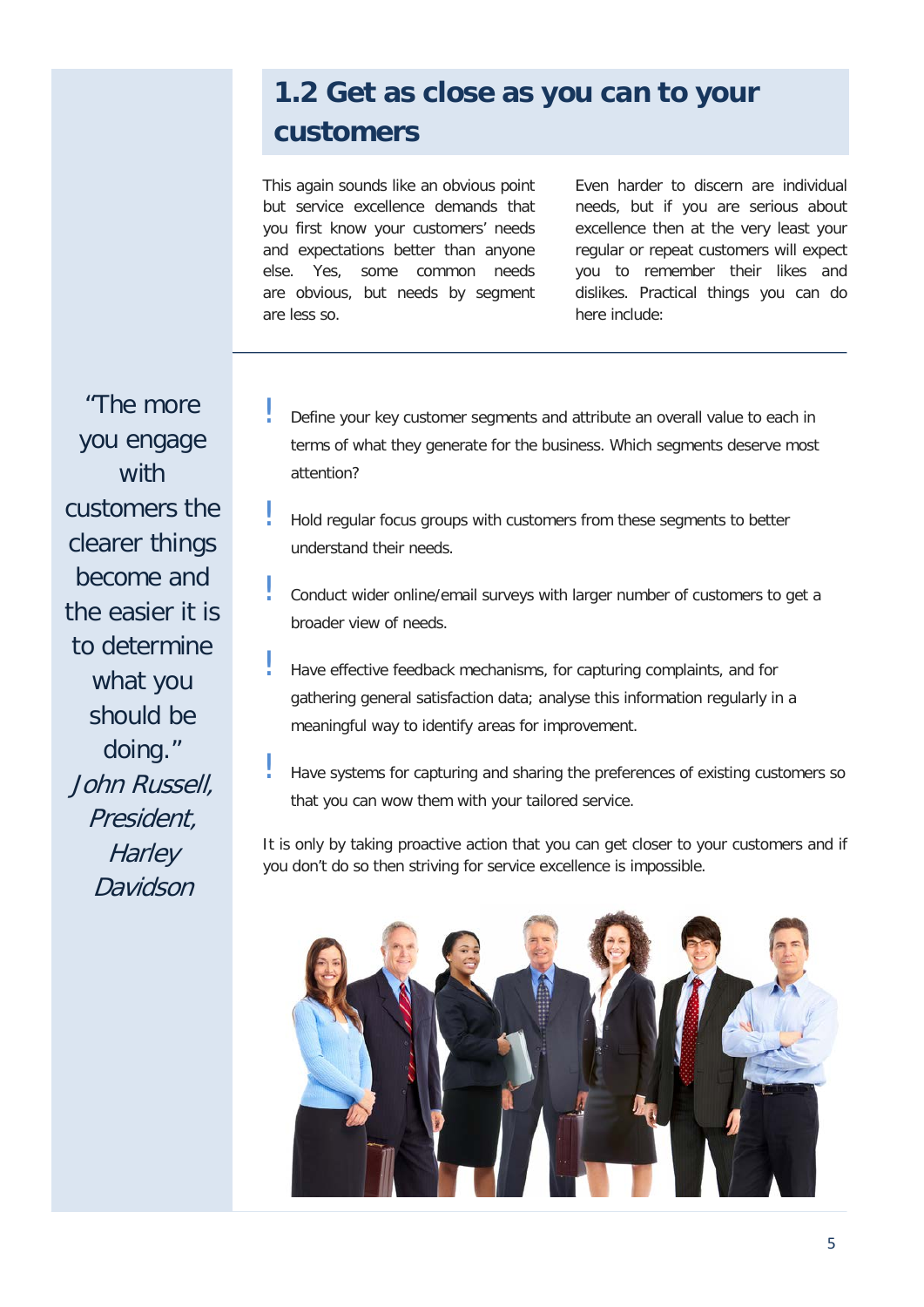## 1.2 Get as close as you can to your customers

This again sounds like an obvious point but service excellence demands that you first know your customers' needs and expectations better than anyone else. Yes, some common needs are obvious, but needs by segment are less so.

Even harder to discern are individual needs, but if you are serious about excellence then at the very least your regular or repeat customers will expect you to remember their likes and dislikes. Practical things you can do here include:

> "The more you engage with customers the clearer things become and the easier it is to determine what you should be doing."
> *John Russell, President, Harley Davidson*

- Define your key customer segments and attribute an overall value to each in terms of what they generate for the business. Which segments deserve most attention?
- Hold regular focus groups with customers from these segments to better understand their needs.
- Conduct wider online/email surveys with larger number of customers to get a broader view of needs.
- Have effective feedback mechanisms, for capturing complaints, and for gathering general satisfaction data; analyse this information regularly in a meaningful way to identify areas for improvement.
- Have systems for capturing and sharing the preferences of existing customers so that you can wow them with your tailored service.

It is only by taking proactive action that you can get closer to your customers and if you don't do so then striving for service excellence is impossible.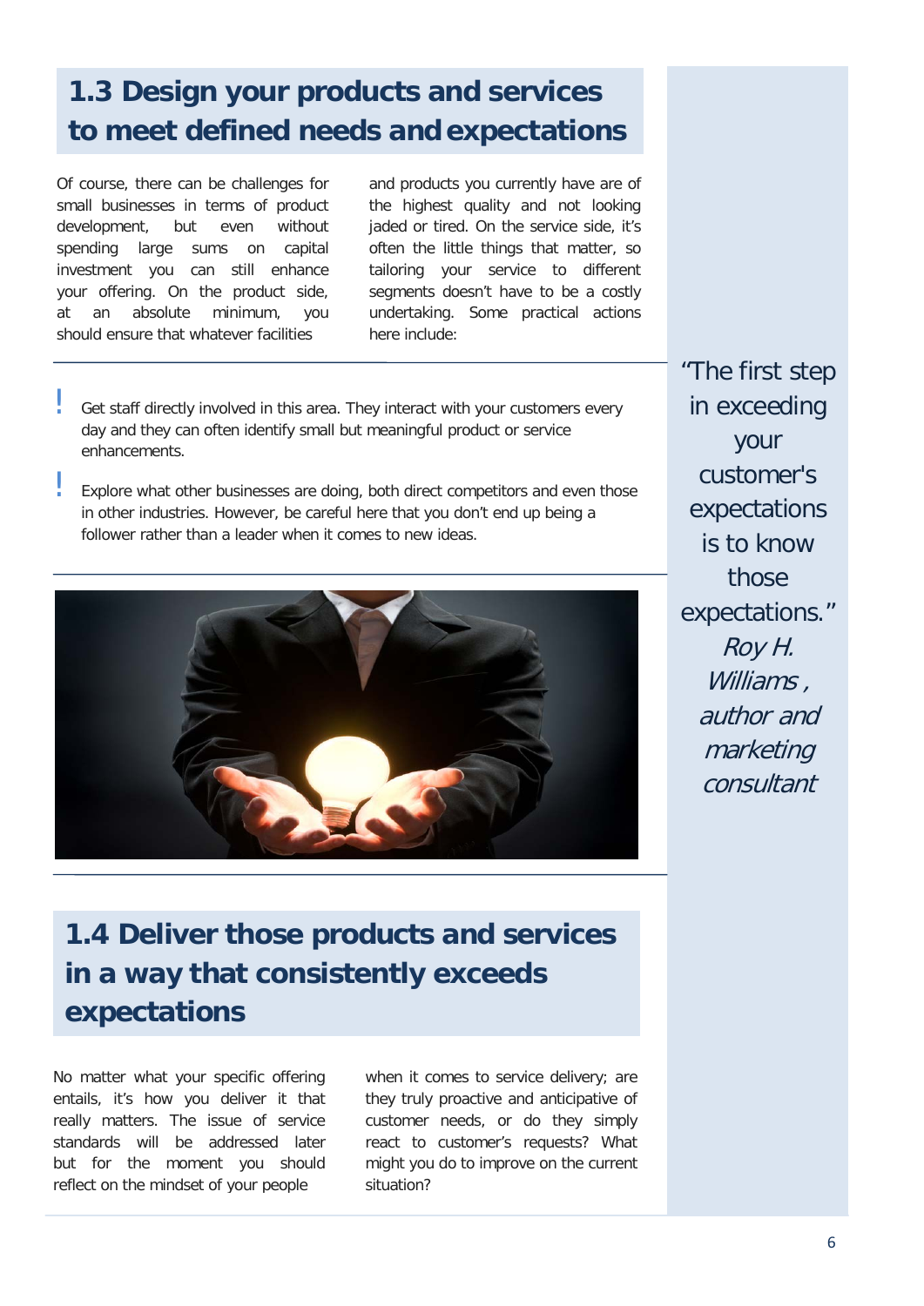## 1.3 Design your products and services to meet defined needs and expectations

Of course, there can be challenges for small businesses in terms of product development, but even without spending large sums on capital investment you can still enhance your offering. On the product side, at an absolute minimum, you should ensure that whatever facilities and products you currently have are of the highest quality and not looking jaded or tired. On the service side, it's often the little things that matter, so tailoring your service to different segments doesn't have to be a costly undertaking. Some practical actions here include:

- Get staff directly involved in this area. They interact with your customers every day and they can often identify small but meaningful product or service enhancements.
- Explore what other businesses are doing, both direct competitors and even those in other industries. However, be careful here that you don't end up being a follower rather than a leader when it comes to new ideas.

> "The first step in exceeding your customer's expectations is to know those expectations."
> *Roy H. Williams , author and marketing consultant*

## 1.4 Deliver those products and services in a way that consistently exceeds expectations

No matter what your specific offering entails, it's how you deliver it that really matters. The issue of service standards will be addressed later but for the moment you should reflect on the mindset of your people when it comes to service delivery; are they truly proactive and anticipative of customer needs, or do they simply react to customer's requests? What might you do to improve on the current situation?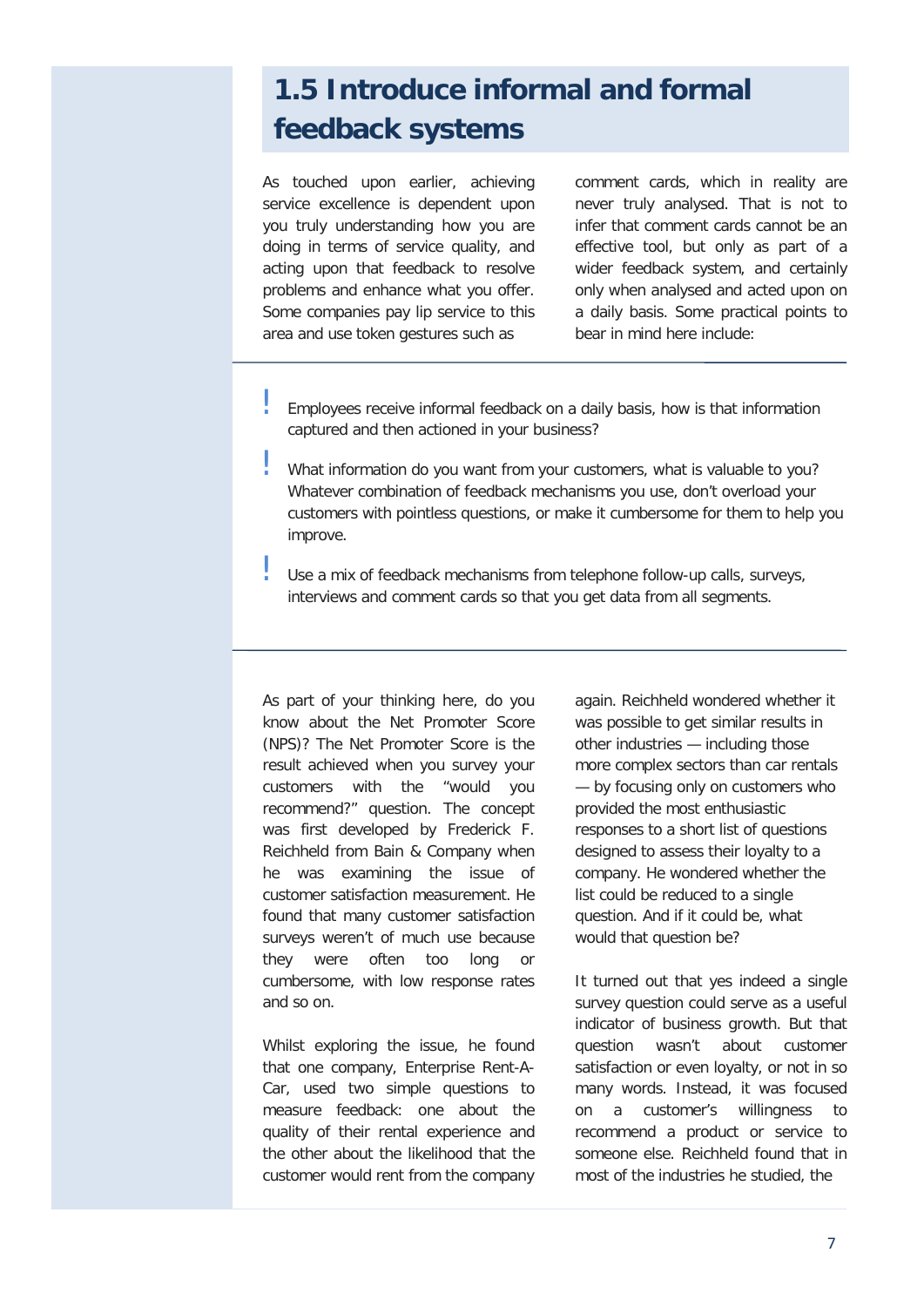## 1.5 Introduce informal and formal feedback systems

As touched upon earlier, achieving service excellence is dependent upon you truly understanding how you are doing in terms of service quality, and acting upon that feedback to resolve problems and enhance what you offer. Some companies pay lip service to this area and use token gestures such as comment cards, which in reality are never truly analysed. That is not to infer that comment cards cannot be an effective tool, but only as part of a wider feedback system, and certainly only when analysed and acted upon on a daily basis. Some practical points to bear in mind here include:

- Employees receive informal feedback on a daily basis, how is that information captured and then actioned in your business?
- What information do you want from your customers, what is valuable to you? Whatever combination of feedback mechanisms you use, don't overload your customers with pointless questions, or make it cumbersome for them to help you improve.
- Use a mix of feedback mechanisms from telephone follow-up calls, surveys, interviews and comment cards so that you get data from all segments.

As part of your thinking here, do you know about the Net Promoter Score (NPS)? The Net Promoter Score is the result achieved when you survey your customers with the "would you recommend?" question. The concept was first developed by Frederick F. Reichheld from Bain & Company when he was examining the issue of customer satisfaction measurement. He found that many customer satisfaction surveys weren't of much use because they were often too long or cumbersome, with low response rates and so on.

Whilst exploring the issue, he found that one company, Enterprise Rent-A-Car, used two simple questions to measure feedback: one about the quality of their rental experience and the other about the likelihood that the customer would rent from the company again. Reichheld wondered whether it was possible to get similar results in other industries — including those more complex sectors than car rentals — by focusing only on customers who provided the most enthusiastic responses to a short list of questions designed to assess their loyalty to a company. He wondered whether the list could be reduced to a single question. And if it could be, what would that question be?

It turned out that yes indeed a single survey question could serve as a useful indicator of business growth. But that question wasn't about customer satisfaction or even loyalty, or not in so many words. Instead, it was focused on a customer's willingness to recommend a product or service to someone else. Reichheld found that in most of the industries he studied, the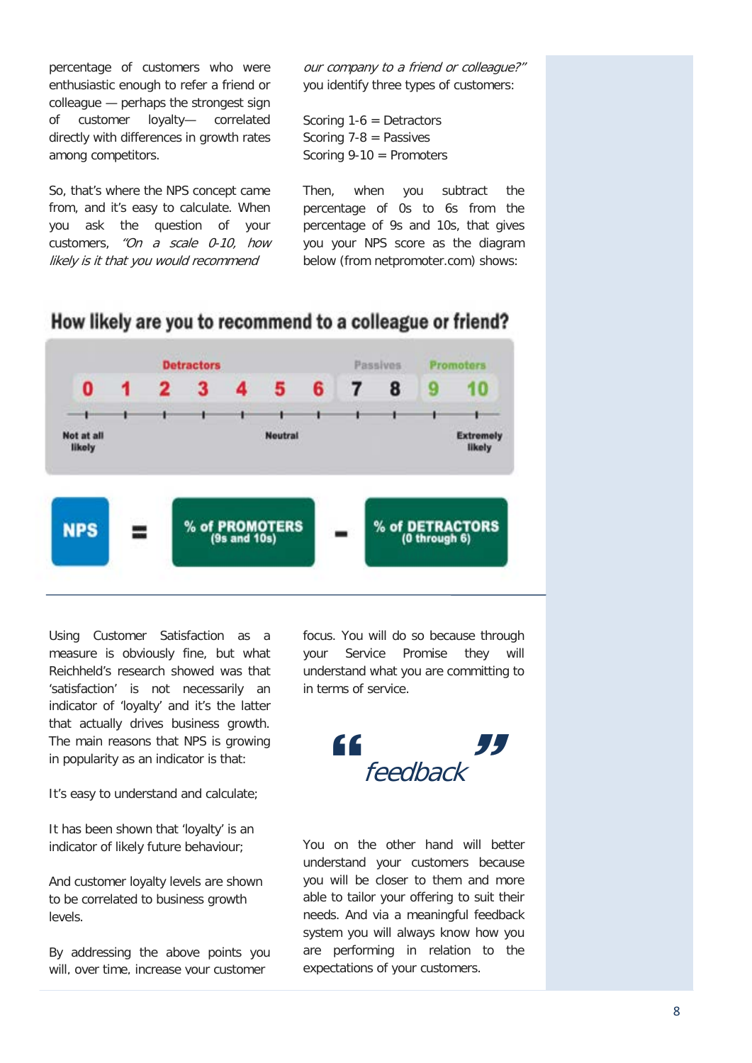percentage of customers who were enthusiastic enough to refer a friend or colleague — perhaps the strongest sign of customer loyalty— correlated directly with differences in growth rates among competitors.

So, that's where the NPS concept came from, and it's easy to calculate. When you ask the question of your customers, *"On a scale 0-10, how likely is it that you would recommend our company to a friend or colleague?"* you identify three types of customers:

Scoring 1-6 = Detractors
Scoring 7-8 = Passives
Scoring 9-10 = Promoters

Then, when you subtract the percentage of 0s to 6s from the percentage of 9s and 10s, that gives you your NPS score as the diagram below (from netpromoter.com) shows:

**How likely are you to recommend to a colleague or friend?**

| Detractors | | | | | | | Passives | | Promoters | |
|---|---|---|---|---|---|---|---|---|---|---|
| 0 | 1 | 2 | 3 | 4 | 5 | 6 | 7 | 8 | 9 | 10 |
| Not at all likely | | | | | Neutral | | | | | Extremely likely |

**NPS** = **% of PROMOTERS** (9s and 10s) − **% of DETRACTORS** (0 through 6)

Using Customer Satisfaction as a measure is obviously fine, but what Reichheld's research showed was that 'satisfaction' is not necessarily an indicator of 'loyalty' and it's the latter that actually drives business growth. The main reasons that NPS is growing in popularity as an indicator is that:

It's easy to understand and calculate;

It has been shown that 'loyalty' is an indicator of likely future behaviour;

And customer loyalty levels are shown to be correlated to business growth levels.

By addressing the above points you will, over time, increase your customer focus. You will do so because through your Service Promise they will understand what you are committing to in terms of service.

> *feedback*

You on the other hand will better understand your customers because you will be closer to them and more able to tailor your offering to suit their needs. And via a meaningful feedback system you will always know how you are performing in relation to the expectations of your customers.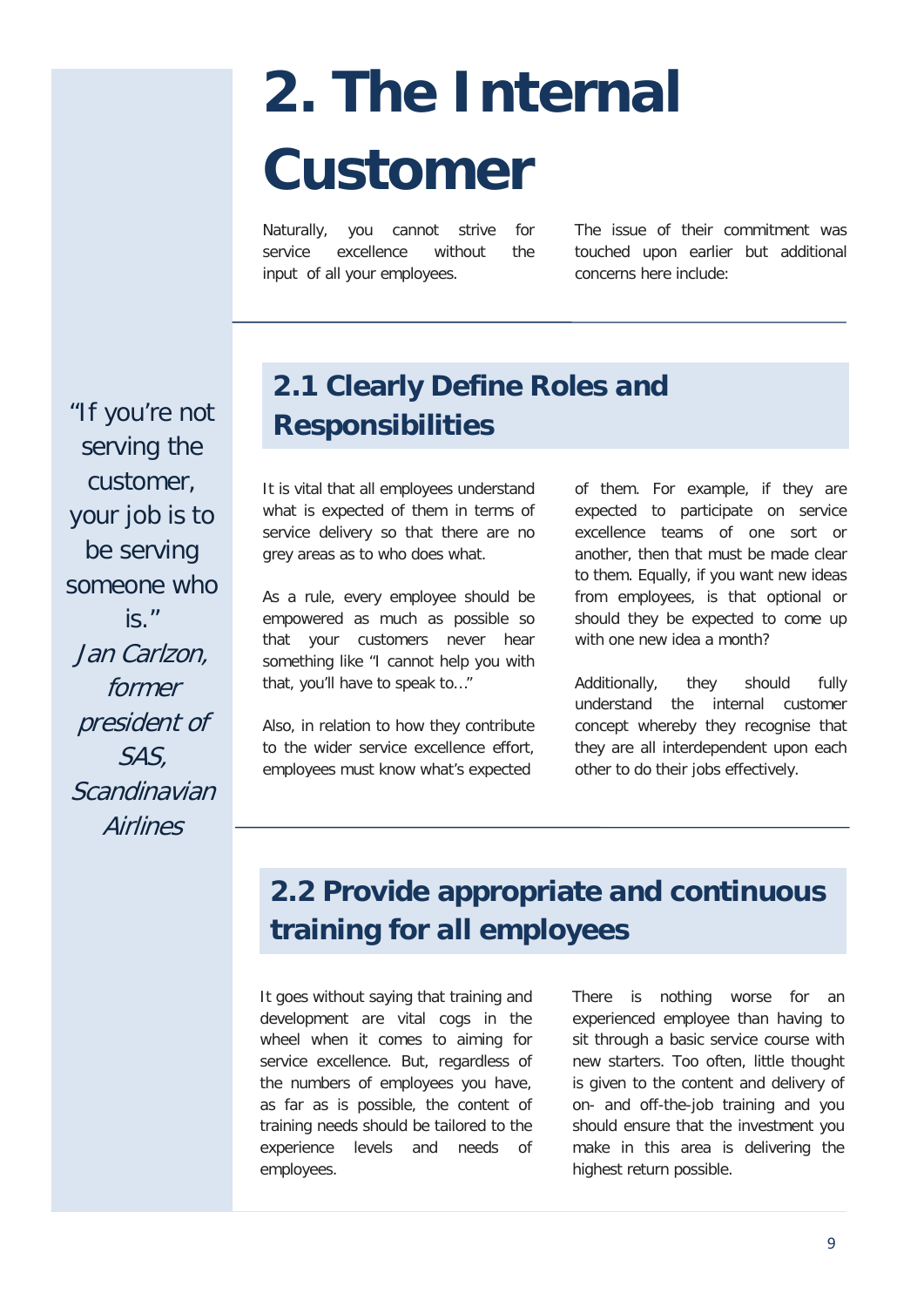# 2. The Internal Customer

Naturally, you cannot strive for service excellence without the input of all your employees.

The issue of their commitment was touched upon earlier but additional concerns here include:

> "If you're not serving the customer, your job is to be serving someone who is."
> *Jan Carlzon, former president of SAS, Scandinavian Airlines*

## 2.1 Clearly Define Roles and Responsibilities

It is vital that all employees understand what is expected of them in terms of service delivery so that there are no grey areas as to who does what.

As a rule, every employee should be empowered as much as possible so that your customers never hear something like "I cannot help you with that, you'll have to speak to…"

Also, in relation to how they contribute to the wider service excellence effort, employees must know what's expected of them. For example, if they are expected to participate on service excellence teams of one sort or another, then that must be made clear to them. Equally, if you want new ideas from employees, is that optional or should they be expected to come up with one new idea a month?

Additionally, they should fully understand the internal customer concept whereby they recognise that they are all interdependent upon each other to do their jobs effectively.

## 2.2 Provide appropriate and continuous training for all employees

It goes without saying that training and development are vital cogs in the wheel when it comes to aiming for service excellence. But, regardless of the numbers of employees you have, as far as is possible, the content of training needs should be tailored to the experience levels and needs of employees.

There is nothing worse for an experienced employee than having to sit through a basic service course with new starters. Too often, little thought is given to the content and delivery of on- and off-the-job training and you should ensure that the investment you make in this area is delivering the highest return possible.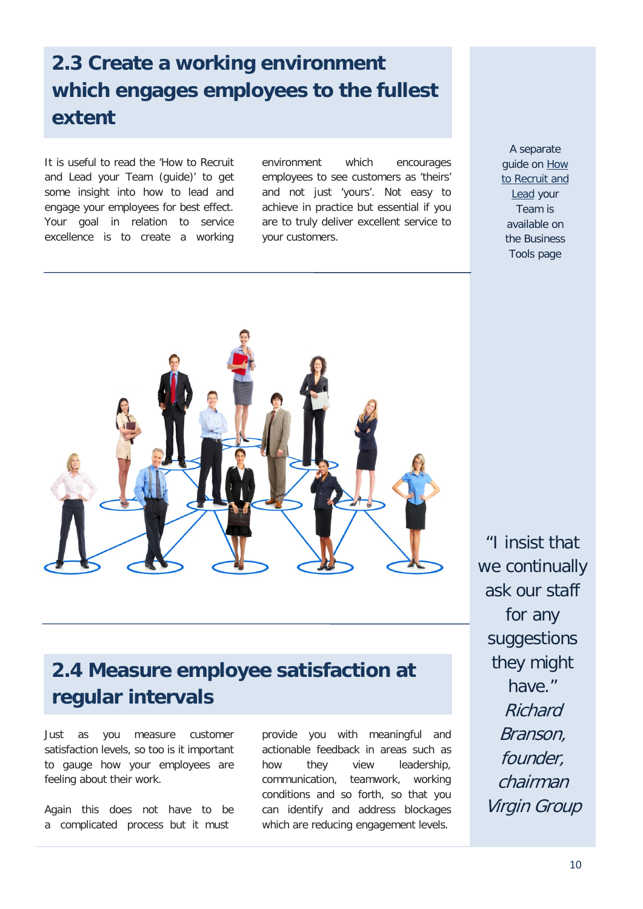## 2.3 Create a working environment which engages employees to the fullest extent

It is useful to read the 'How to Recruit and Lead your Team (guide)' to get some insight into how to lead and engage your employees for best effect. Your goal in relation to service excellence is to create a working environment which encourages employees to see customers as 'theirs' and not just 'yours'. Not easy to achieve in practice but essential if you are to truly deliver excellent service to your customers.

A separate guide on How to Recruit and Lead your Team is available on the Business Tools page

## 2.4 Measure employee satisfaction at regular intervals

Just as you measure customer satisfaction levels, so too is it important to gauge how your employees are feeling about their work.

Again this does not have to be a complicated process but it must provide you with meaningful and actionable feedback in areas such as how they view leadership, communication, teamwork, working conditions and so forth, so that you can identify and address blockages which are reducing engagement levels.

"I insist that we continually ask our staff for any suggestions they might have." *Richard Branson, founder, chairman Virgin Group*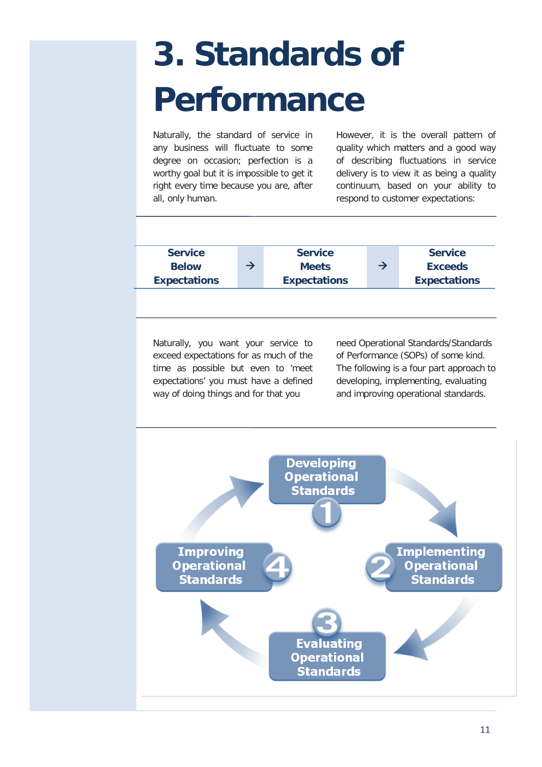# 3. Standards of Performance

Naturally, the standard of service in any business will fluctuate to some degree on occasion; perfection is a worthy goal but it is impossible to get it right every time because you are, after all, only human.

However, it is the overall pattern of quality which matters and a good way of describing fluctuations in service delivery is to view it as being a quality continuum, based on your ability to respond to customer expectations:

| **Service Below Expectations** | → | **Service Meets Expectations** | → | **Service Exceeds Expectations** |
|---|---|---|---|---|

Naturally, you want your service to exceed expectations for as much of the time as possible but even to 'meet expectations' you must have a defined way of doing things and for that you need Operational Standards/Standards of Performance (SOPs) of some kind. The following is a four part approach to developing, implementing, evaluating and improving operational standards.

1. Developing Operational Standards
2. Implementing Operational Standards
3. Evaluating Operational Standards
4. Improving Operational Standards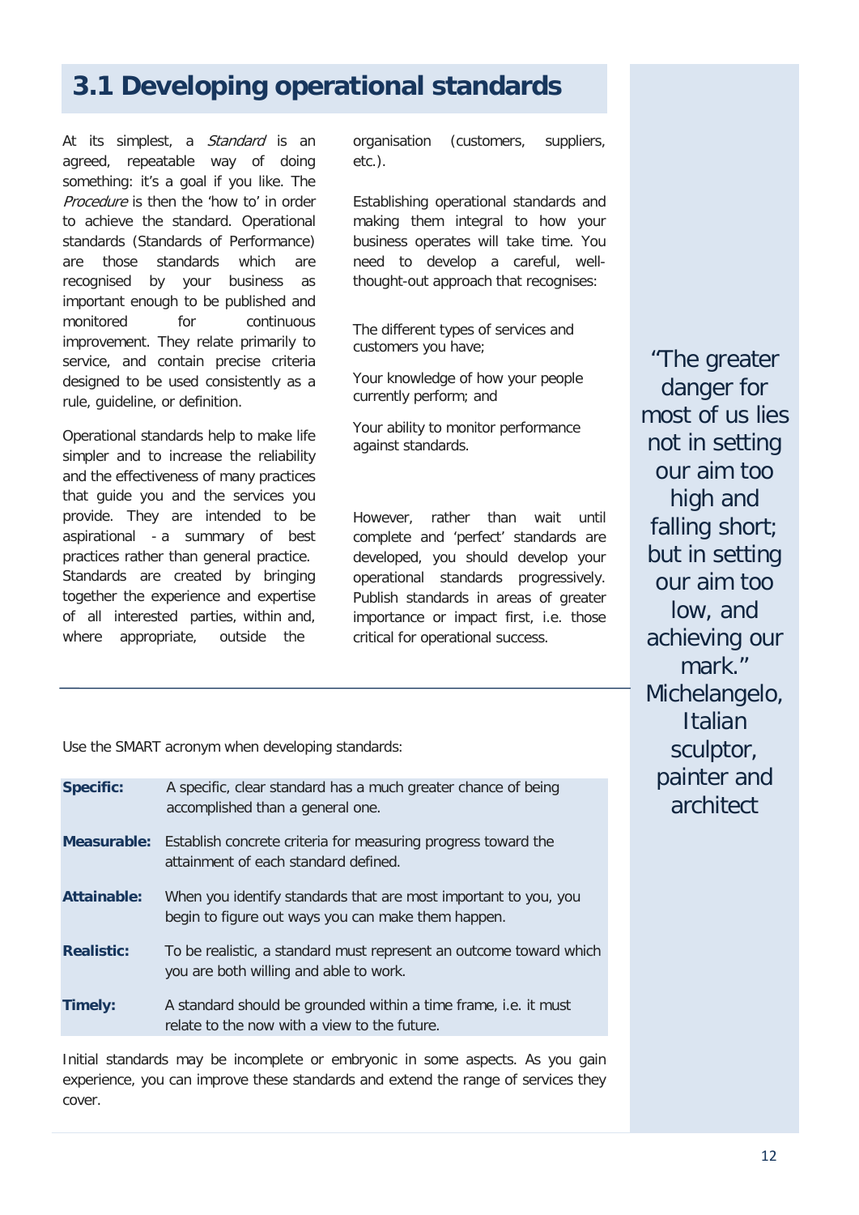## 3.1 Developing operational standards

At its simplest, a *Standard* is an agreed, repeatable way of doing something: it's a goal if you like. The *Procedure* is then the 'how to' in order to achieve the standard. Operational standards (Standards of Performance) are those standards which are recognised by your business as important enough to be published and monitored for continuous improvement. They relate primarily to service, and contain precise criteria designed to be used consistently as a rule, guideline, or definition.

Operational standards help to make life simpler and to increase the reliability and the effectiveness of many practices that guide you and the services you provide. They are intended to be aspirational - a summary of best practices rather than general practice. Standards are created by bringing together the experience and expertise of all interested parties, within and, where appropriate, outside the organisation (customers, suppliers, etc.).

Establishing operational standards and making them integral to how your business operates will take time. You need to develop a careful, well-thought-out approach that recognises:

The different types of services and customers you have;

Your knowledge of how your people currently perform; and

Your ability to monitor performance against standards.

However, rather than wait until complete and 'perfect' standards are developed, you should develop your operational standards progressively. Publish standards in areas of greater importance or impact first, i.e. those critical for operational success.

"The greater danger for most of us lies not in setting our aim too high and falling short; but in setting our aim too low, and achieving our mark." Michelangelo, Italian sculptor, painter and architect

Use the SMART acronym when developing standards:

| | |
|---|---|
| **Specific:** | A specific, clear standard has a much greater chance of being accomplished than a general one. |
| **Measurable:** | Establish concrete criteria for measuring progress toward the attainment of each standard defined. |
| **Attainable:** | When you identify standards that are most important to you, you begin to figure out ways you can make them happen. |
| **Realistic:** | To be realistic, a standard must represent an outcome toward which you are both willing and able to work. |
| **Timely:** | A standard should be grounded within a time frame, i.e. it must relate to the now with a view to the future. |

Initial standards may be incomplete or embryonic in some aspects. As you gain experience, you can improve these standards and extend the range of services they cover.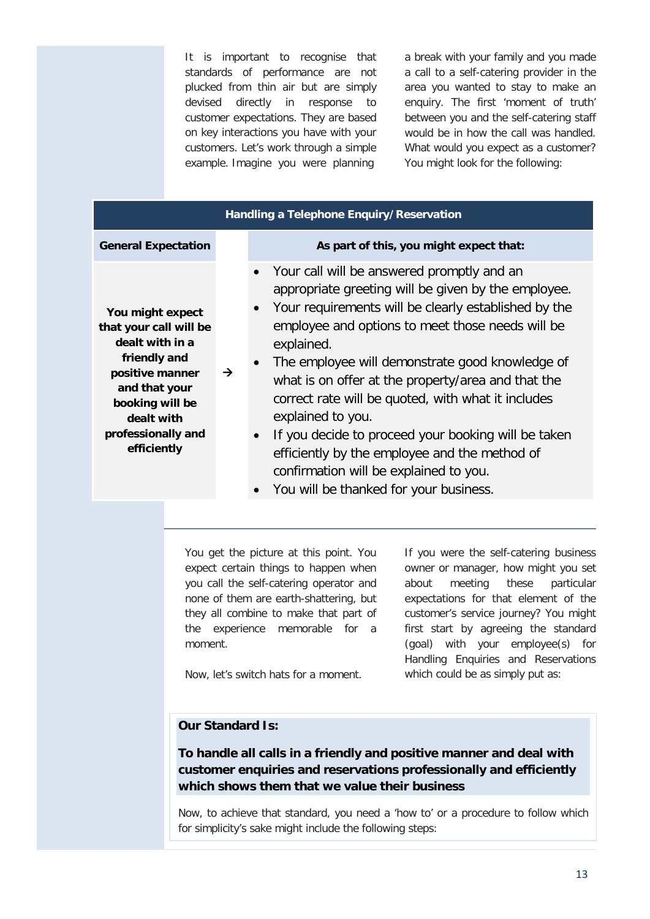It is important to recognise that standards of performance are not plucked from thin air but are simply devised directly in response to customer expectations. They are based on key interactions you have with your customers. Let's work through a simple example. Imagine you were planning a break with your family and you made a call to a self-catering provider in the area you wanted to stay to make an enquiry. The first 'moment of truth' between you and the self-catering staff would be in how the call was handled. What would you expect as a customer? You might look for the following:

| Handling a Telephone Enquiry/Reservation | | |
|---|---|---|
| **General Expectation** | | **As part of this, you might expect that:** |
| **You might expect that your call will be dealt with in a friendly and positive manner and that your booking will be dealt with professionally and efficiently** | → | • Your call will be answered promptly and an appropriate greeting will be given by the employee.<br>• Your requirements will be clearly established by the employee and options to meet those needs will be explained.<br>• The employee will demonstrate good knowledge of what is on offer at the property/area and that the correct rate will be quoted, with what it includes explained to you.<br>• If you decide to proceed your booking will be taken efficiently by the employee and the method of confirmation will be explained to you.<br>• You will be thanked for your business. |

You get the picture at this point. You expect certain things to happen when you call the self-catering operator and none of them are earth-shattering, but they all combine to make that part of the experience memorable for a moment.

Now, let's switch hats for a moment.

If you were the self-catering business owner or manager, how might you set about meeting these particular expectations for that element of the customer's service journey? You might first start by agreeing the standard (goal) with your employee(s) for Handling Enquiries and Reservations which could be as simply put as:

**Our Standard Is:**

**To handle all calls in a friendly and positive manner and deal with customer enquiries and reservations professionally and efficiently which shows them that we value their business**

Now, to achieve that standard, you need a 'how to' or a procedure to follow which for simplicity's sake might include the following steps: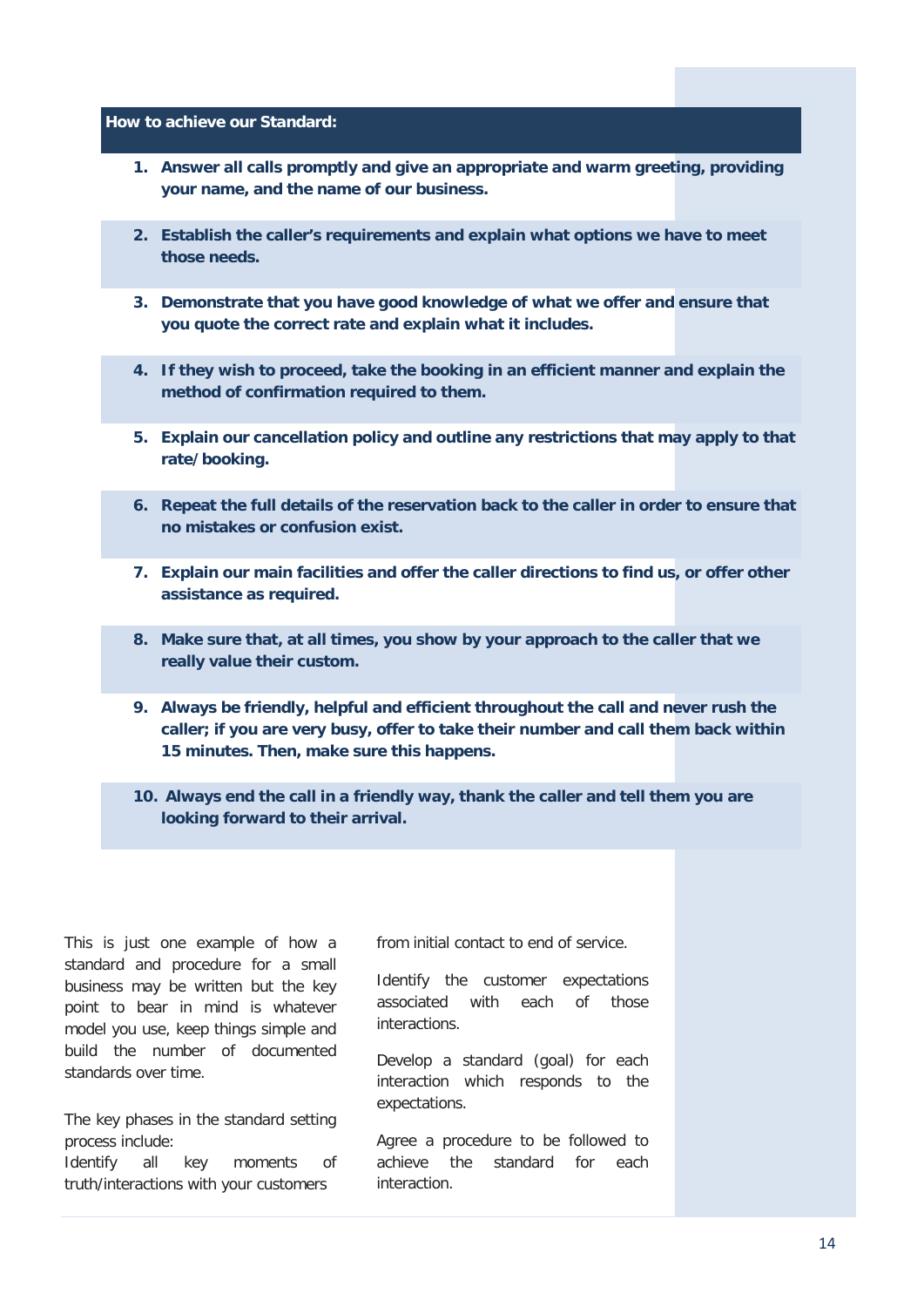**How to achieve our Standard:**

1. **Answer all calls promptly and give an appropriate and warm greeting, providing your name, and the name of our business.**
2. **Establish the caller's requirements and explain what options we have to meet those needs.**
3. **Demonstrate that you have good knowledge of what we offer and ensure that you quote the correct rate and explain what it includes.**
4. **If they wish to proceed, take the booking in an efficient manner and explain the method of confirmation required to them.**
5. **Explain our cancellation policy and outline any restrictions that may apply to that rate/booking.**
6. **Repeat the full details of the reservation back to the caller in order to ensure that no mistakes or confusion exist.**
7. **Explain our main facilities and offer the caller directions to find us, or offer other assistance as required.**
8. **Make sure that, at all times, you show by your approach to the caller that we really value their custom.**
9. **Always be friendly, helpful and efficient throughout the call and never rush the caller; if you are very busy, offer to take their number and call them back within 15 minutes. Then, make sure this happens.**
10. **Always end the call in a friendly way, thank the caller and tell them you are looking forward to their arrival.**

This is just one example of how a standard and procedure for a small business may be written but the key point to bear in mind is whatever model you use, keep things simple and build the number of documented standards over time.

The key phases in the standard setting process include:

Identify all key moments of truth/interactions with your customers from initial contact to end of service.

Identify the customer expectations associated with each of those interactions.

Develop a standard (goal) for each interaction which responds to the expectations.

Agree a procedure to be followed to achieve the standard for each interaction.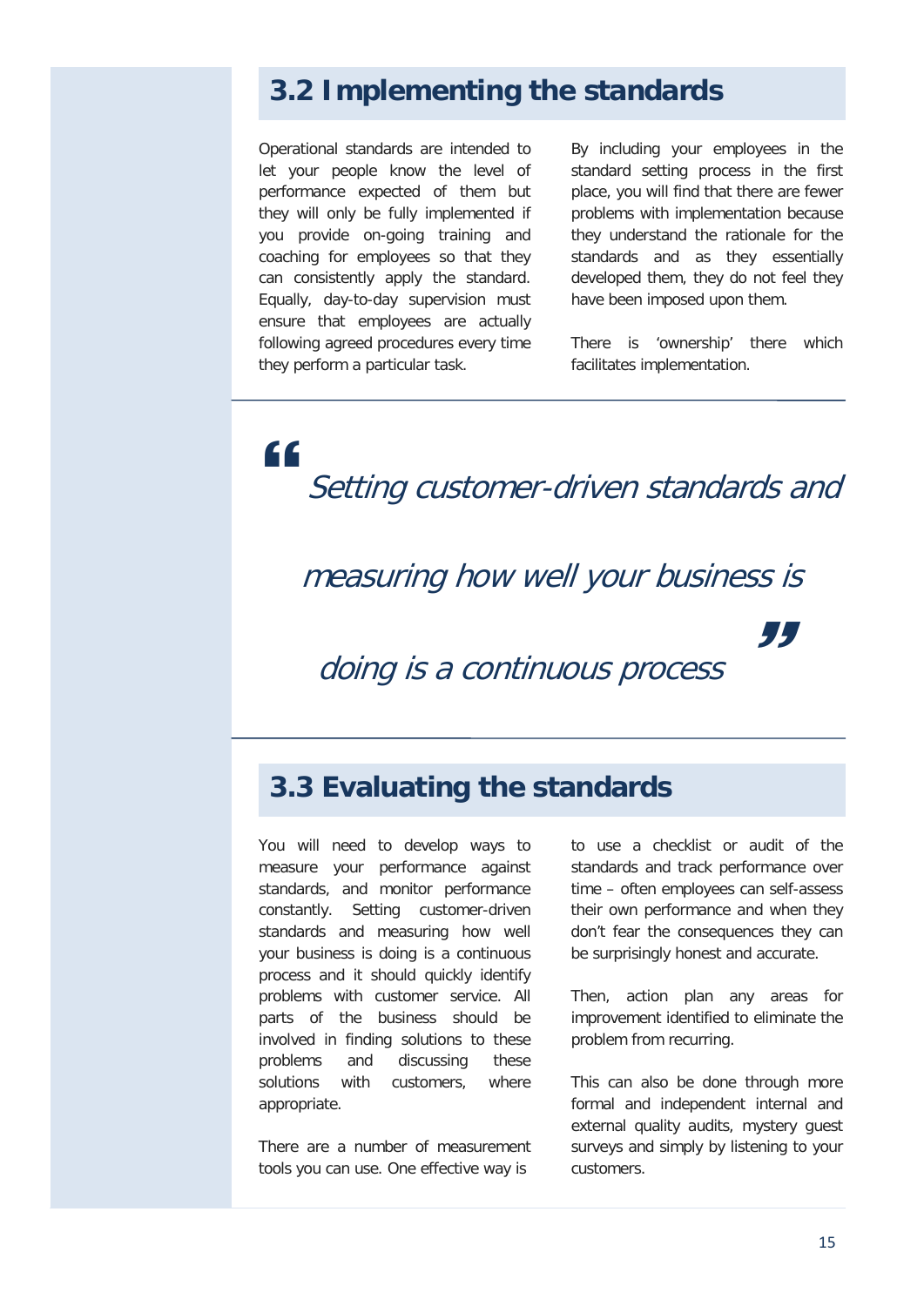## 3.2 Implementing the standards

Operational standards are intended to let your people know the level of performance expected of them but they will only be fully implemented if you provide on-going training and coaching for employees so that they can consistently apply the standard. Equally, day-to-day supervision must ensure that employees are actually following agreed procedures every time they perform a particular task.

By including your employees in the standard setting process in the first place, you will find that there are fewer problems with implementation because they understand the rationale for the standards and as they essentially developed them, they do not feel they have been imposed upon them.

There is 'ownership' there which facilitates implementation.

> *"Setting customer-driven standards and measuring how well your business is doing is a continuous process"*

## 3.3 Evaluating the standards

You will need to develop ways to measure your performance against standards, and monitor performance constantly. Setting customer-driven standards and measuring how well your business is doing is a continuous process and it should quickly identify problems with customer service. All parts of the business should be involved in finding solutions to these problems and discussing these solutions with customers, where appropriate.

There are a number of measurement tools you can use. One effective way is to use a checklist or audit of the standards and track performance over time – often employees can self-assess their own performance and when they don't fear the consequences they can be surprisingly honest and accurate.

Then, action plan any areas for improvement identified to eliminate the problem from recurring.

This can also be done through more formal and independent internal and external quality audits, mystery guest surveys and simply by listening to your customers.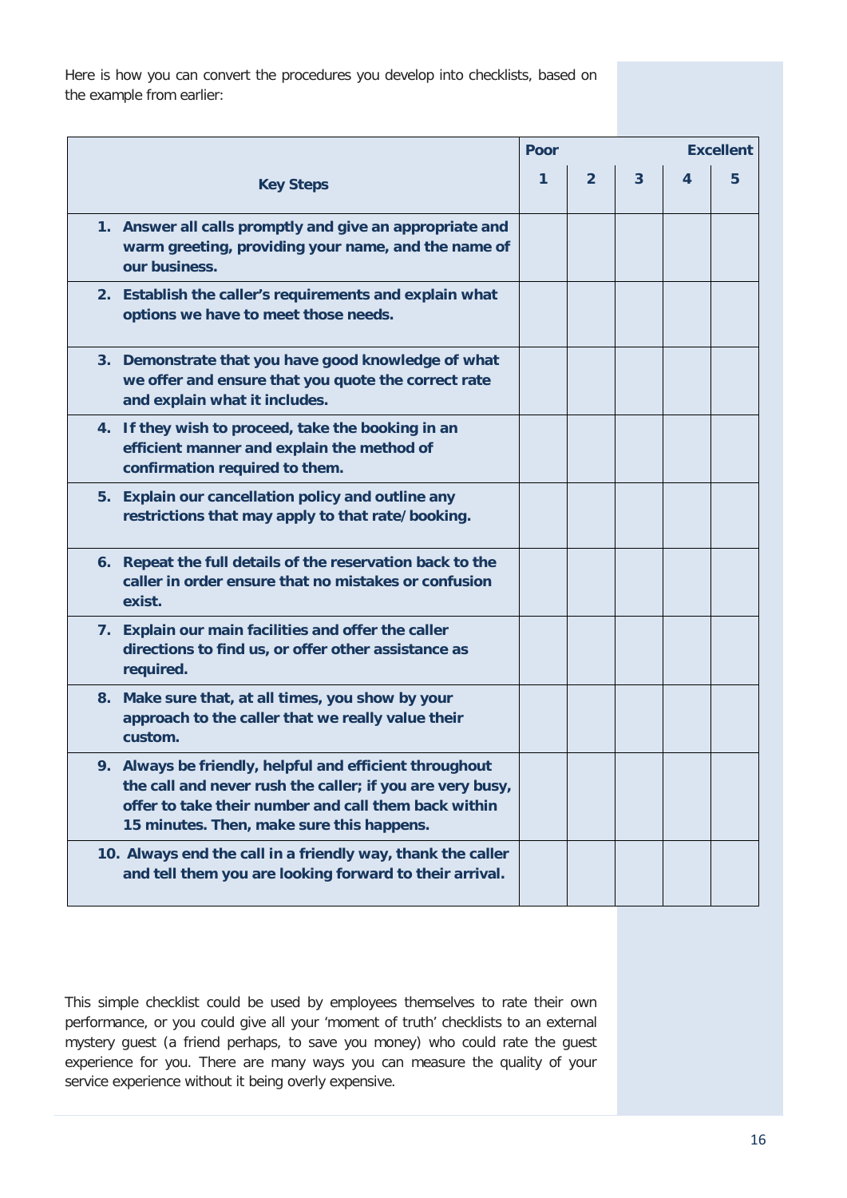Here is how you can convert the procedures you develop into checklists, based on the example from earlier:

| | Poor | | | | Excellent |
|---|---|---|---|---|---|
| **Key Steps** | **1** | **2** | **3** | **4** | **5** |
| **1. Answer all calls promptly and give an appropriate and warm greeting, providing your name, and the name of our business.** | | | | | |
| **2. Establish the caller's requirements and explain what options we have to meet those needs.** | | | | | |
| **3. Demonstrate that you have good knowledge of what we offer and ensure that you quote the correct rate and explain what it includes.** | | | | | |
| **4. If they wish to proceed, take the booking in an efficient manner and explain the method of confirmation required to them.** | | | | | |
| **5. Explain our cancellation policy and outline any restrictions that may apply to that rate/booking.** | | | | | |
| **6. Repeat the full details of the reservation back to the caller in order ensure that no mistakes or confusion exist.** | | | | | |
| **7. Explain our main facilities and offer the caller directions to find us, or offer other assistance as required.** | | | | | |
| **8. Make sure that, at all times, you show by your approach to the caller that we really value their custom.** | | | | | |
| **9. Always be friendly, helpful and efficient throughout the call and never rush the caller; if you are very busy, offer to take their number and call them back within 15 minutes. Then, make sure this happens.** | | | | | |
| **10. Always end the call in a friendly way, thank the caller and tell them you are looking forward to their arrival.** | | | | | |

This simple checklist could be used by employees themselves to rate their own performance, or you could give all your 'moment of truth' checklists to an external mystery guest (a friend perhaps, to save you money) who could rate the guest experience for you. There are many ways you can measure the quality of your service experience without it being overly expensive.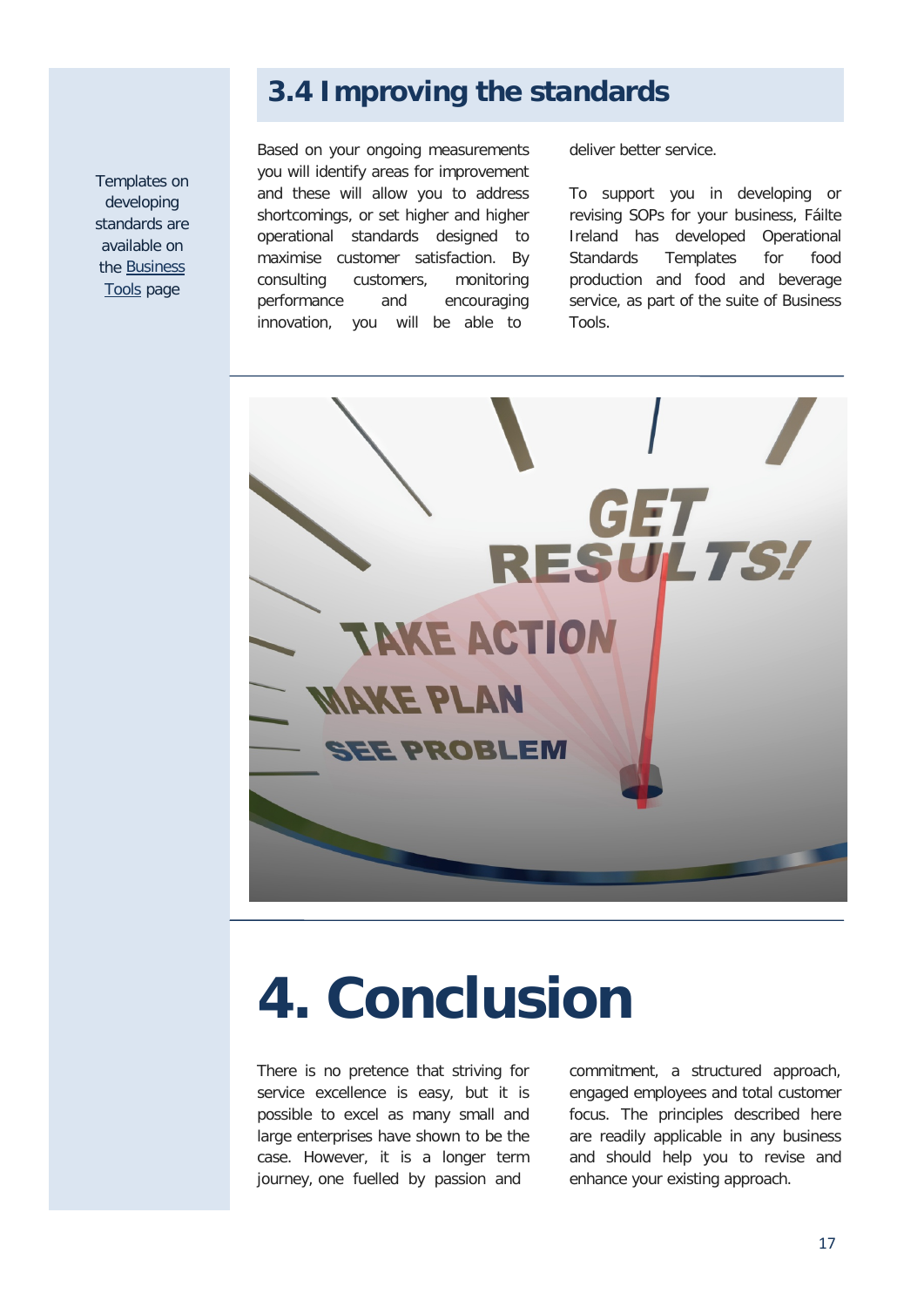## 3.4 Improving the standards

Templates on developing standards are available on the Business Tools page

Based on your ongoing measurements you will identify areas for improvement and these will allow you to address shortcomings, or set higher and higher operational standards designed to maximise customer satisfaction. By consulting customers, monitoring performance and encouraging innovation, you will be able to deliver better service.

To support you in developing or revising SOPs for your business, Fáilte Ireland has developed Operational Standards Templates for food production and food and beverage service, as part of the suite of Business Tools.

# 4. Conclusion

There is no pretence that striving for service excellence is easy, but it is possible to excel as many small and large enterprises have shown to be the case. However, it is a longer term journey, one fuelled by passion and commitment, a structured approach, engaged employees and total customer focus. The principles described here are readily applicable in any business and should help you to revise and enhance your existing approach.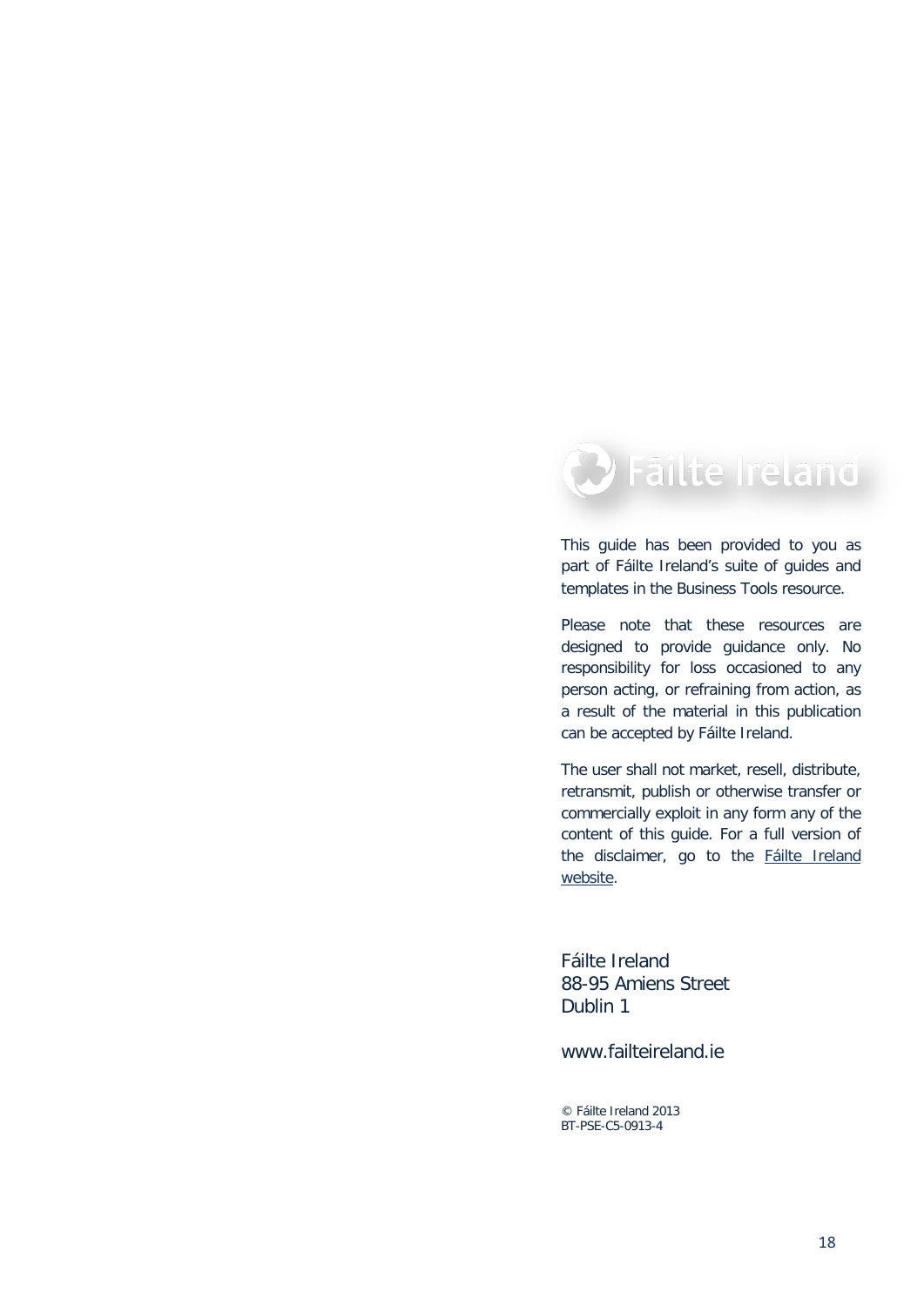Fáilte Ireland

This guide has been provided to you as part of Fáilte Ireland's suite of guides and templates in the Business Tools resource.

Please note that these resources are designed to provide guidance only. No responsibility for loss occasioned to any person acting, or refraining from action, as a result of the material in this publication can be accepted by Fáilte Ireland.

The user shall not market, resell, distribute, retransmit, publish or otherwise transfer or commercially exploit in any form any of the content of this guide. For a full version of the disclaimer, go to the Fáilte Ireland website.

Fáilte Ireland
88-95 Amiens Street
Dublin 1

www.failteireland.ie

© Fáilte Ireland 2013
BT-PSE-C5-0913-4